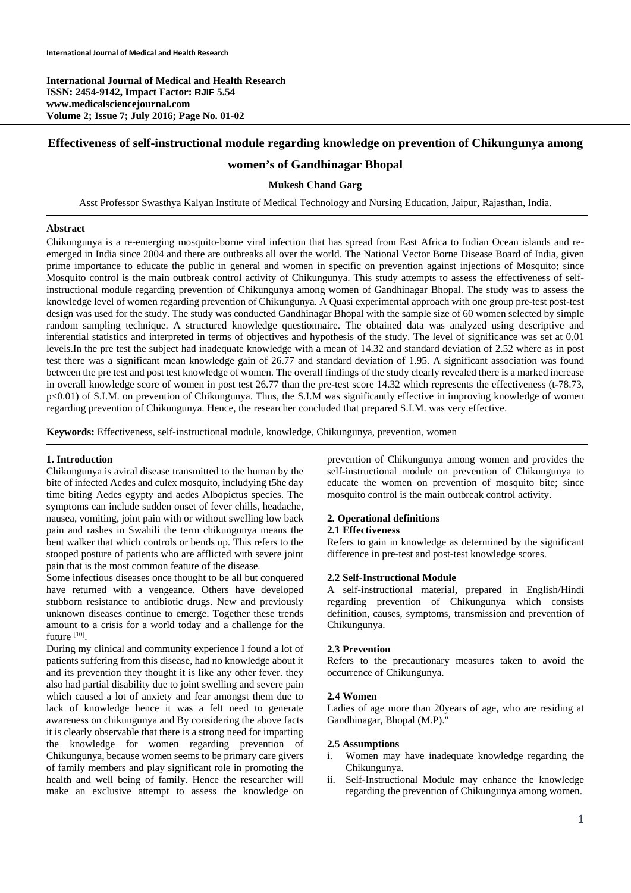International Journal of Medical and Health Research
ISSN: 2454-9142, Impact Factor: RJIF 5.54
www.medicalsciencejournal.com
Volume 2; Issue 7; July 2016; Page No. 01-02

# Effectiveness of self-instructional module regarding knowledge on prevention of Chikungunya among women's of Gandhinagar Bhopal

**Mukesh Chand Garg**

Asst Professor Swasthya Kalyan Institute of Medical Technology and Nursing Education, Jaipur, Rajasthan, India.

## Abstract

Chikungunya is a re-emerging mosquito-borne viral infection that has spread from East Africa to Indian Ocean islands and re-emerged in India since 2004 and there are outbreaks all over the world. The National Vector Borne Disease Board of India, given prime importance to educate the public in general and women in specific on prevention against injections of Mosquito; since Mosquito control is the main outbreak control activity of Chikungunya. This study attempts to assess the effectiveness of self-instructional module regarding prevention of Chikungunya among women of Gandhinagar Bhopal. The study was to assess the knowledge level of women regarding prevention of Chikungunya. A Quasi experimental approach with one group pre-test post-test design was used for the study. The study was conducted Gandhinagar Bhopal with the sample size of 60 women selected by simple random sampling technique. A structured knowledge questionnaire. The obtained data was analyzed using descriptive and inferential statistics and interpreted in terms of objectives and hypothesis of the study. The level of significance was set at 0.01 levels.In the pre test the subject had inadequate knowledge with a mean of 14.32 and standard deviation of 2.52 where as in post test there was a significant mean knowledge gain of 26.77 and standard deviation of 1.95. A significant association was found between the pre test and post test knowledge of women. The overall findings of the study clearly revealed there is a marked increase in overall knowledge score of women in post test 26.77 than the pre-test score 14.32 which represents the effectiveness (t-78.73, p<0.01) of S.I.M. on prevention of Chikungunya. Thus, the S.I.M was significantly effective in improving knowledge of women regarding prevention of Chikungunya. Hence, the researcher concluded that prepared S.I.M. was very effective.

**Keywords:** Effectiveness, self-instructional module, knowledge, Chikungunya, prevention, women

## 1. Introduction

Chikungunya is aviral disease transmitted to the human by the bite of infected Aedes and culex mosquito, includying t5he day time biting Aedes egypty and aedes Albopictus species. The symptoms can include sudden onset of fever chills, headache, nausea, vomiting, joint pain with or without swelling low back pain and rashes in Swahili the term chikungunya means the bent walker that which controls or bends up. This refers to the stooped posture of patients who are afflicted with severe joint pain that is the most common feature of the disease.

Some infectious diseases once thought to be all but conquered have returned with a vengeance. Others have developed stubborn resistance to antibiotic drugs. New and previously unknown diseases continue to emerge. Together these trends amount to a crisis for a world today and a challenge for the future [10].

During my clinical and community experience I found a lot of patients suffering from this disease, had no knowledge about it and its prevention they thought it is like any other fever. they also had partial disability due to joint swelling and severe pain which caused a lot of anxiety and fear amongst them due to lack of knowledge hence it was a felt need to generate awareness on chikungunya and By considering the above facts it is clearly observable that there is a strong need for imparting the knowledge for women regarding prevention of Chikungunya, because women seems to be primary care givers of family members and play significant role in promoting the health and well being of family. Hence the researcher will make an exclusive attempt to assess the knowledge on prevention of Chikungunya among women and provides the self-instructional module on prevention of Chikungunya to educate the women on prevention of mosquito bite; since mosquito control is the main outbreak control activity.

## 2. Operational definitions

### 2.1 Effectiveness

Refers to gain in knowledge as determined by the significant difference in pre-test and post-test knowledge scores.

### 2.2 Self-Instructional Module

A self-instructional material, prepared in English/Hindi regarding prevention of Chikungunya which consists definition, causes, symptoms, transmission and prevention of Chikungunya.

### 2.3 Prevention

Refers to the precautionary measures taken to avoid the occurrence of Chikungunya.

### 2.4 Women

Ladies of age more than 20years of age, who are residing at Gandhinagar, Bhopal (M.P)."

### 2.5 Assumptions

i. Women may have inadequate knowledge regarding the Chikungunya.
ii. Self-Instructional Module may enhance the knowledge regarding the prevention of Chikungunya among women.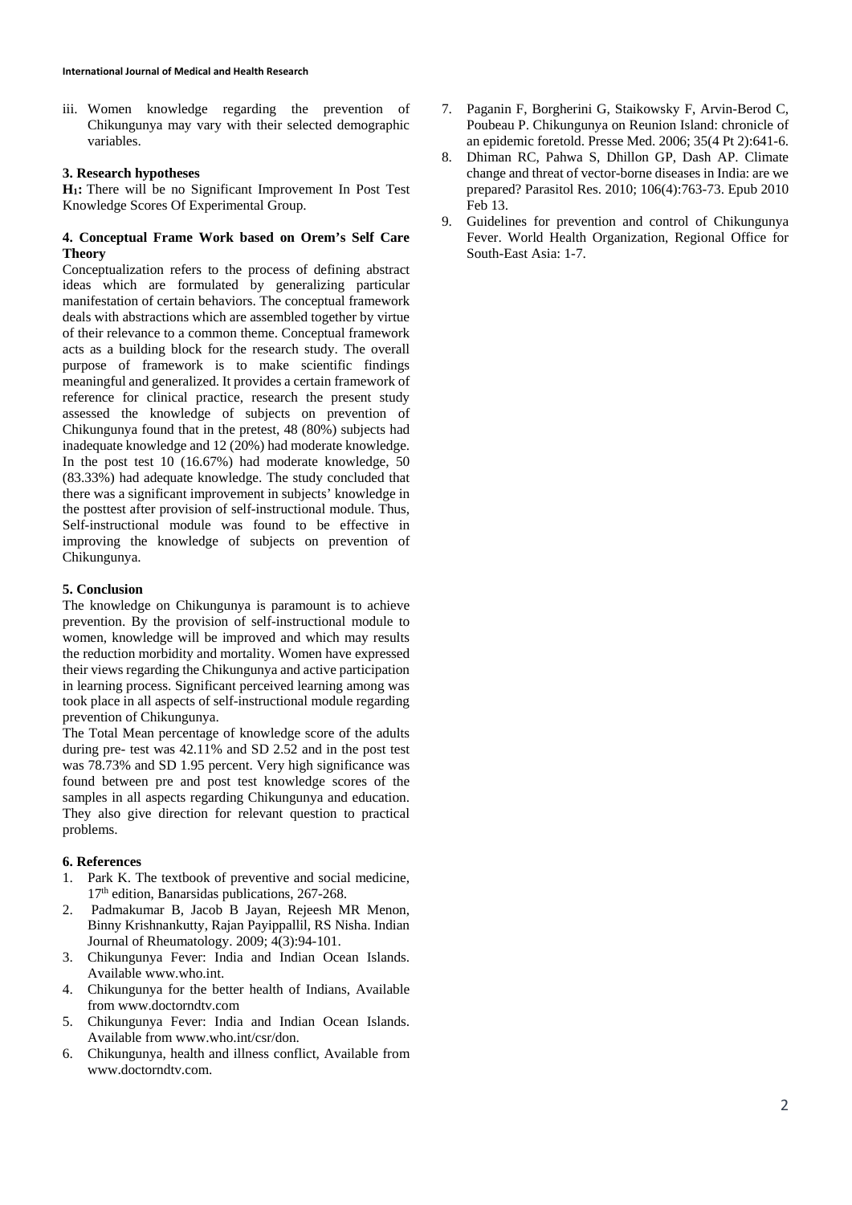iii. Women knowledge regarding the prevention of Chikungunya may vary with their selected demographic variables.

### 3. Research hypotheses

**$H_1$:** There will be no Significant Improvement In Post Test Knowledge Scores Of Experimental Group.

### 4. Conceptual Frame Work based on Orem's Self Care Theory

Conceptualization refers to the process of defining abstract ideas which are formulated by generalizing particular manifestation of certain behaviors. The conceptual framework deals with abstractions which are assembled together by virtue of their relevance to a common theme. Conceptual framework acts as a building block for the research study. The overall purpose of framework is to make scientific findings meaningful and generalized. It provides a certain framework of reference for clinical practice, research the present study assessed the knowledge of subjects on prevention of Chikungunya found that in the pretest, 48 (80%) subjects had inadequate knowledge and 12 (20%) had moderate knowledge. In the post test 10 (16.67%) had moderate knowledge, 50 (83.33%) had adequate knowledge. The study concluded that there was a significant improvement in subjects' knowledge in the posttest after provision of self-instructional module. Thus, Self-instructional module was found to be effective in improving the knowledge of subjects on prevention of Chikungunya.

### 5. Conclusion

The knowledge on Chikungunya is paramount is to achieve prevention. By the provision of self-instructional module to women, knowledge will be improved and which may results the reduction morbidity and mortality. Women have expressed their views regarding the Chikungunya and active participation in learning process. Significant perceived learning among was took place in all aspects of self-instructional module regarding prevention of Chikungunya.

The Total Mean percentage of knowledge score of the adults during pre- test was 42.11% and SD 2.52 and in the post test was 78.73% and SD 1.95 percent. Very high significance was found between pre and post test knowledge scores of the samples in all aspects regarding Chikungunya and education. They also give direction for relevant question to practical problems.

### 6. References

1. Park K. The textbook of preventive and social medicine, 17th edition, Banarsidas publications, 267-268.
2. Padmakumar B, Jacob B Jayan, Rejeesh MR Menon, Binny Krishnankutty, Rajan Payippallil, RS Nisha. Indian Journal of Rheumatology. 2009; 4(3):94-101.
3. Chikungunya Fever: India and Indian Ocean Islands. Available www.who.int.
4. Chikungunya for the better health of Indians, Available from www.doctorndtv.com
5. Chikungunya Fever: India and Indian Ocean Islands. Available from www.who.int/csr/don.
6. Chikungunya, health and illness conflict, Available from www.doctorndtv.com.
7. Paganin F, Borgherini G, Staikowsky F, Arvin-Berod C, Poubeau P. Chikungunya on Reunion Island: chronicle of an epidemic foretold. Presse Med. 2006; 35(4 Pt 2):641-6.
8. Dhiman RC, Pahwa S, Dhillon GP, Dash AP. Climate change and threat of vector-borne diseases in India: are we prepared? Parasitol Res. 2010; 106(4):763-73. Epub 2010 Feb 13.
9. Guidelines for prevention and control of Chikungunya Fever. World Health Organization, Regional Office for South-East Asia: 1-7.